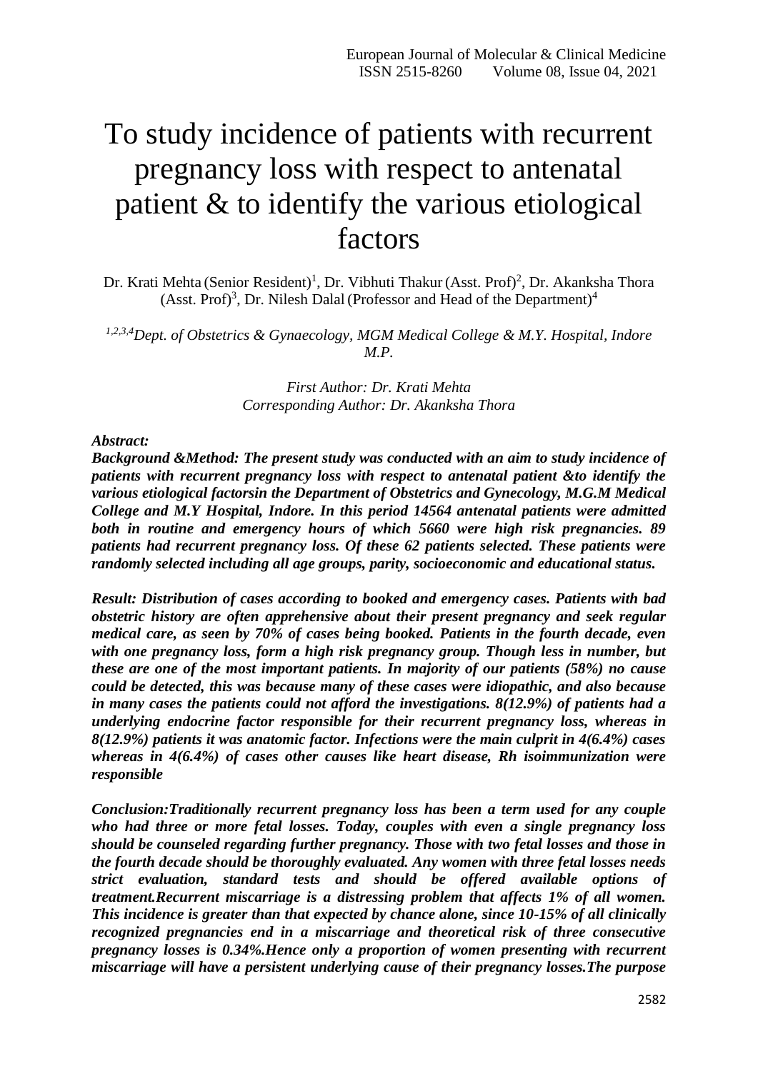# To study incidence of patients with recurrent pregnancy loss with respect to antenatal patient & to identify the various etiological factors

Dr. Krati Mehta (Senior Resident)[1], Dr. Vibhuti Thakur (Asst. Prof)[2], Dr. Akanksha Thora (Asst. Prof)[3], Dr. Nilesh Dalal (Professor and Head of the Department)[4]

*[1,2,3,4]Dept. of Obstetrics & Gynaecology, MGM Medical College & M.Y. Hospital, Indore M.P.*

*First Author: Dr. Krati Mehta*
*Corresponding Author: Dr. Akanksha Thora*

***Abstract:***

***Background &Method: The present study was conducted with an aim to study incidence of patients with recurrent pregnancy loss with respect to antenatal patient &to identify the various etiological factorsin the Department of Obstetrics and Gynecology, M.G.M Medical College and M.Y Hospital, Indore. In this period 14564 antenatal patients were admitted both in routine and emergency hours of which 5660 were high risk pregnancies. 89 patients had recurrent pregnancy loss. Of these 62 patients selected. These patients were randomly selected including all age groups, parity, socioeconomic and educational status.***

***Result: Distribution of cases according to booked and emergency cases. Patients with bad obstetric history are often apprehensive about their present pregnancy and seek regular medical care, as seen by 70% of cases being booked. Patients in the fourth decade, even with one pregnancy loss, form a high risk pregnancy group. Though less in number, but these are one of the most important patients. In majority of our patients (58%) no cause could be detected, this was because many of these cases were idiopathic, and also because in many cases the patients could not afford the investigations. 8(12.9%) of patients had a underlying endocrine factor responsible for their recurrent pregnancy loss, whereas in 8(12.9%) patients it was anatomic factor. Infections were the main culprit in 4(6.4%) cases whereas in 4(6.4%) of cases other causes like heart disease, Rh isoimmunization were responsible***

***Conclusion:Traditionally recurrent pregnancy loss has been a term used for any couple who had three or more fetal losses. Today, couples with even a single pregnancy loss should be counseled regarding further pregnancy. Those with two fetal losses and those in the fourth decade should be thoroughly evaluated. Any women with three fetal losses needs strict evaluation, standard tests and should be offered available options of treatment.Recurrent miscarriage is a distressing problem that affects 1% of all women. This incidence is greater than that expected by chance alone, since 10-15% of all clinically recognized pregnancies end in a miscarriage and theoretical risk of three consecutive pregnancy losses is 0.34%.Hence only a proportion of women presenting with recurrent miscarriage will have a persistent underlying cause of their pregnancy losses.The purpose***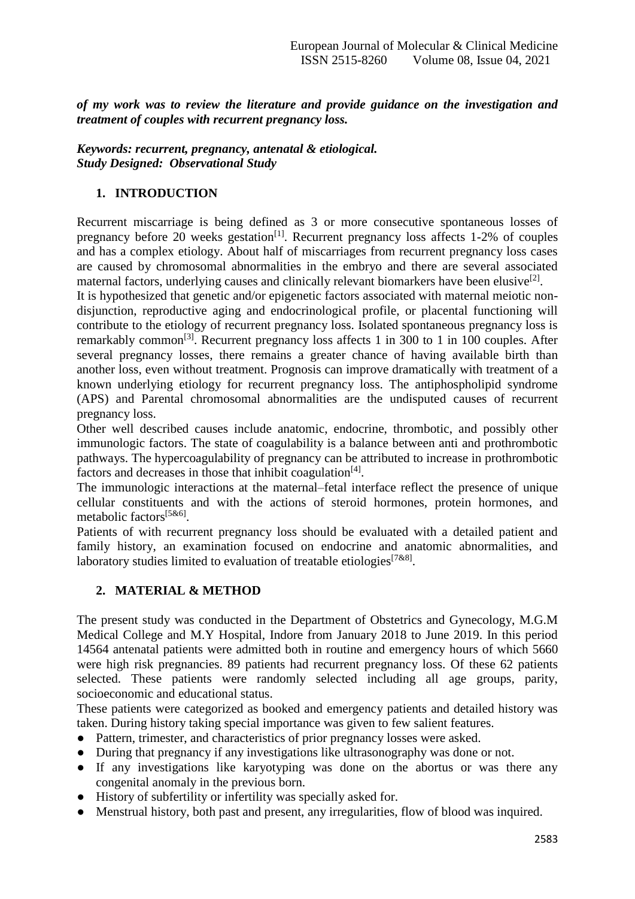***of my work was to review the literature and provide guidance on the investigation and treatment of couples with recurrent pregnancy loss.***

***Keywords: recurrent, pregnancy, antenatal & etiological.***
***Study Designed: Observational Study***

## 1. INTRODUCTION

Recurrent miscarriage is being defined as 3 or more consecutive spontaneous losses of pregnancy before 20 weeks gestation[1]. Recurrent pregnancy loss affects 1-2% of couples and has a complex etiology. About half of miscarriages from recurrent pregnancy loss cases are caused by chromosomal abnormalities in the embryo and there are several associated maternal factors, underlying causes and clinically relevant biomarkers have been elusive[2].

It is hypothesized that genetic and/or epigenetic factors associated with maternal meiotic non-disjunction, reproductive aging and endocrinological profile, or placental functioning will contribute to the etiology of recurrent pregnancy loss. Isolated spontaneous pregnancy loss is remarkably common[3]. Recurrent pregnancy loss affects 1 in 300 to 1 in 100 couples. After several pregnancy losses, there remains a greater chance of having available birth than another loss, even without treatment. Prognosis can improve dramatically with treatment of a known underlying etiology for recurrent pregnancy loss. The antiphospholipid syndrome (APS) and Parental chromosomal abnormalities are the undisputed causes of recurrent pregnancy loss.

Other well described causes include anatomic, endocrine, thrombotic, and possibly other immunologic factors. The state of coagulability is a balance between anti and prothrombotic pathways. The hypercoagulability of pregnancy can be attributed to increase in prothrombotic factors and decreases in those that inhibit coagulation[4].

The immunologic interactions at the maternal–fetal interface reflect the presence of unique cellular constituents and with the actions of steroid hormones, protein hormones, and metabolic factors[5&6].

Patients of with recurrent pregnancy loss should be evaluated with a detailed patient and family history, an examination focused on endocrine and anatomic abnormalities, and laboratory studies limited to evaluation of treatable etiologies[7&8].

## 2. MATERIAL & METHOD

The present study was conducted in the Department of Obstetrics and Gynecology, M.G.M Medical College and M.Y Hospital, Indore from January 2018 to June 2019. In this period 14564 antenatal patients were admitted both in routine and emergency hours of which 5660 were high risk pregnancies. 89 patients had recurrent pregnancy loss. Of these 62 patients selected. These patients were randomly selected including all age groups, parity, socioeconomic and educational status.

These patients were categorized as booked and emergency patients and detailed history was taken. During history taking special importance was given to few salient features.

- Pattern, trimester, and characteristics of prior pregnancy losses were asked.
- During that pregnancy if any investigations like ultrasonography was done or not.
- If any investigations like karyotyping was done on the abortus or was there any congenital anomaly in the previous born.
- History of subfertility or infertility was specially asked for.
- Menstrual history, both past and present, any irregularities, flow of blood was inquired.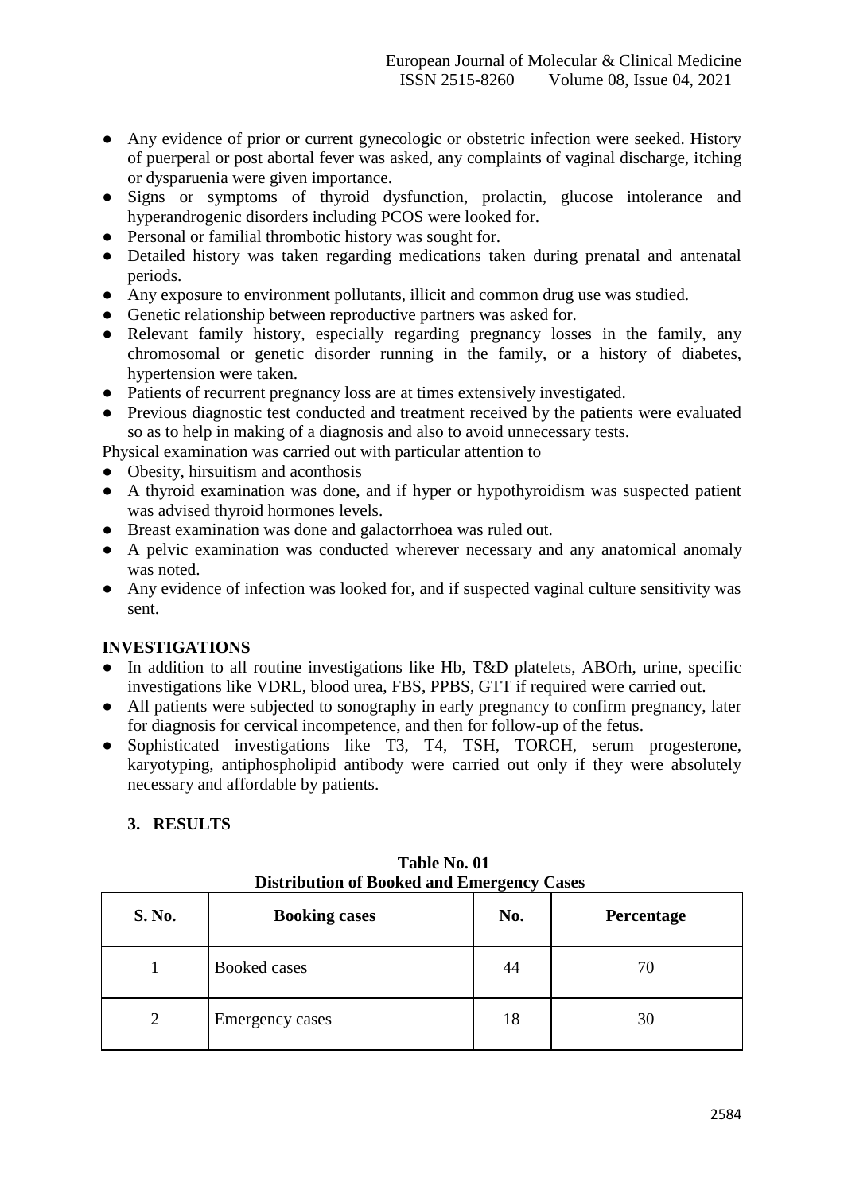- Any evidence of prior or current gynecologic or obstetric infection were seeked. History of puerperal or post abortal fever was asked, any complaints of vaginal discharge, itching or dysparuenia were given importance.
- Signs or symptoms of thyroid dysfunction, prolactin, glucose intolerance and hyperandrogenic disorders including PCOS were looked for.
- Personal or familial thrombotic history was sought for.
- Detailed history was taken regarding medications taken during prenatal and antenatal periods.
- Any exposure to environment pollutants, illicit and common drug use was studied.
- Genetic relationship between reproductive partners was asked for.
- Relevant family history, especially regarding pregnancy losses in the family, any chromosomal or genetic disorder running in the family, or a history of diabetes, hypertension were taken.
- Patients of recurrent pregnancy loss are at times extensively investigated.
- Previous diagnostic test conducted and treatment received by the patients were evaluated so as to help in making of a diagnosis and also to avoid unnecessary tests.

Physical examination was carried out with particular attention to

- Obesity, hirsuitism and aconthosis
- A thyroid examination was done, and if hyper or hypothyroidism was suspected patient was advised thyroid hormones levels.
- Breast examination was done and galactorrhoea was ruled out.
- A pelvic examination was conducted wherever necessary and any anatomical anomaly was noted.
- Any evidence of infection was looked for, and if suspected vaginal culture sensitivity was sent.

**INVESTIGATIONS**

- In addition to all routine investigations like Hb, T&D platelets, ABOrh, urine, specific investigations like VDRL, blood urea, FBS, PPBS, GTT if required were carried out.
- All patients were subjected to sonography in early pregnancy to confirm pregnancy, later for diagnosis for cervical incompetence, and then for follow-up of the fetus.
- Sophisticated investigations like T3, T4, TSH, TORCH, serum progesterone, karyotyping, antiphospholipid antibody were carried out only if they were absolutely necessary and affordable by patients.

## 3. RESULTS

**Table No. 01**
**Distribution of Booked and Emergency Cases**

| S. No. | Booking cases | No. | Percentage |
|---|---|---|---|
| 1 | Booked cases | 44 | 70 |
| 2 | Emergency cases | 18 | 30 |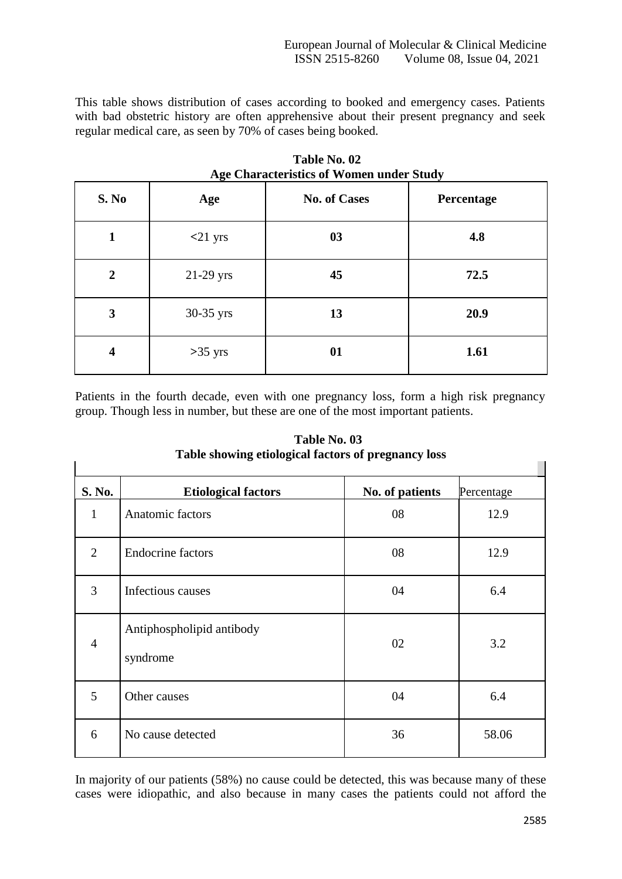This table shows distribution of cases according to booked and emergency cases. Patients with bad obstetric history are often apprehensive about their present pregnancy and seek regular medical care, as seen by 70% of cases being booked.

**Table No. 02**
**Age Characteristics of Women under Study**

| S. No | Age | No. of Cases | Percentage |
|---|---|---|---|
| **1** | <21 yrs | **03** | **4.8** |
| **2** | 21-29 yrs | **45** | **72.5** |
| **3** | 30-35 yrs | **13** | **20.9** |
| **4** | >35 yrs | **01** | **1.61** |

Patients in the fourth decade, even with one pregnancy loss, form a high risk pregnancy group. Though less in number, but these are one of the most important patients.

**Table No. 03**
**Table showing etiological factors of pregnancy loss**

| S. No. | Etiological factors | No. of patients | Percentage |
|---|---|---|---|
| 1 | Anatomic factors | 08 | 12.9 |
| 2 | Endocrine factors | 08 | 12.9 |
| 3 | Infectious causes | 04 | 6.4 |
| 4 | Antiphospholipid antibody syndrome | 02 | 3.2 |
| 5 | Other causes | 04 | 6.4 |
| 6 | No cause detected | 36 | 58.06 |

In majority of our patients (58%) no cause could be detected, this was because many of these cases were idiopathic, and also because in many cases the patients could not afford the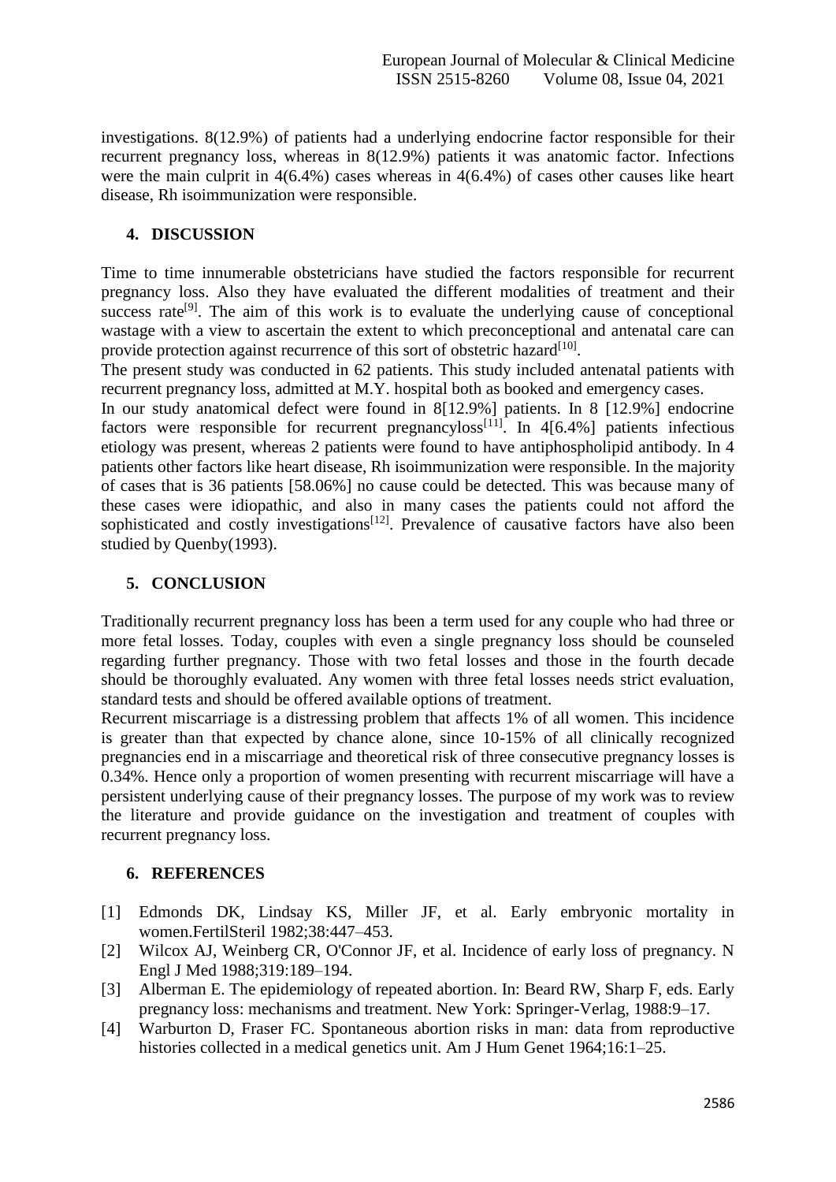investigations. 8(12.9%) of patients had a underlying endocrine factor responsible for their recurrent pregnancy loss, whereas in 8(12.9%) patients it was anatomic factor. Infections were the main culprit in 4(6.4%) cases whereas in 4(6.4%) of cases other causes like heart disease, Rh isoimmunization were responsible.

## 4. DISCUSSION

Time to time innumerable obstetricians have studied the factors responsible for recurrent pregnancy loss. Also they have evaluated the different modalities of treatment and their success rate[9]. The aim of this work is to evaluate the underlying cause of conceptional wastage with a view to ascertain the extent to which preconceptional and antenatal care can provide protection against recurrence of this sort of obstetric hazard[10].

The present study was conducted in 62 patients. This study included antenatal patients with recurrent pregnancy loss, admitted at M.Y. hospital both as booked and emergency cases.

In our study anatomical defect were found in 8[12.9%] patients. In 8 [12.9%] endocrine factors were responsible for recurrent pregnancyloss[11]. In 4[6.4%] patients infectious etiology was present, whereas 2 patients were found to have antiphospholipid antibody. In 4 patients other factors like heart disease, Rh isoimmunization were responsible. In the majority of cases that is 36 patients [58.06%] no cause could be detected. This was because many of these cases were idiopathic, and also in many cases the patients could not afford the sophisticated and costly investigations[12]. Prevalence of causative factors have also been studied by Quenby(1993).

## 5. CONCLUSION

Traditionally recurrent pregnancy loss has been a term used for any couple who had three or more fetal losses. Today, couples with even a single pregnancy loss should be counseled regarding further pregnancy. Those with two fetal losses and those in the fourth decade should be thoroughly evaluated. Any women with three fetal losses needs strict evaluation, standard tests and should be offered available options of treatment.

Recurrent miscarriage is a distressing problem that affects 1% of all women. This incidence is greater than that expected by chance alone, since 10-15% of all clinically recognized pregnancies end in a miscarriage and theoretical risk of three consecutive pregnancy losses is 0.34%. Hence only a proportion of women presenting with recurrent miscarriage will have a persistent underlying cause of their pregnancy losses. The purpose of my work was to review the literature and provide guidance on the investigation and treatment of couples with recurrent pregnancy loss.

## 6. REFERENCES

[1] Edmonds DK, Lindsay KS, Miller JF, et al. Early embryonic mortality in women.FertilSteril 1982;38:447–453.

[2] Wilcox AJ, Weinberg CR, O'Connor JF, et al. Incidence of early loss of pregnancy. N Engl J Med 1988;319:189–194.

[3] Alberman E. The epidemiology of repeated abortion. In: Beard RW, Sharp F, eds. Early pregnancy loss: mechanisms and treatment. New York: Springer-Verlag, 1988:9–17.

[4] Warburton D, Fraser FC. Spontaneous abortion risks in man: data from reproductive histories collected in a medical genetics unit. Am J Hum Genet 1964;16:1–25.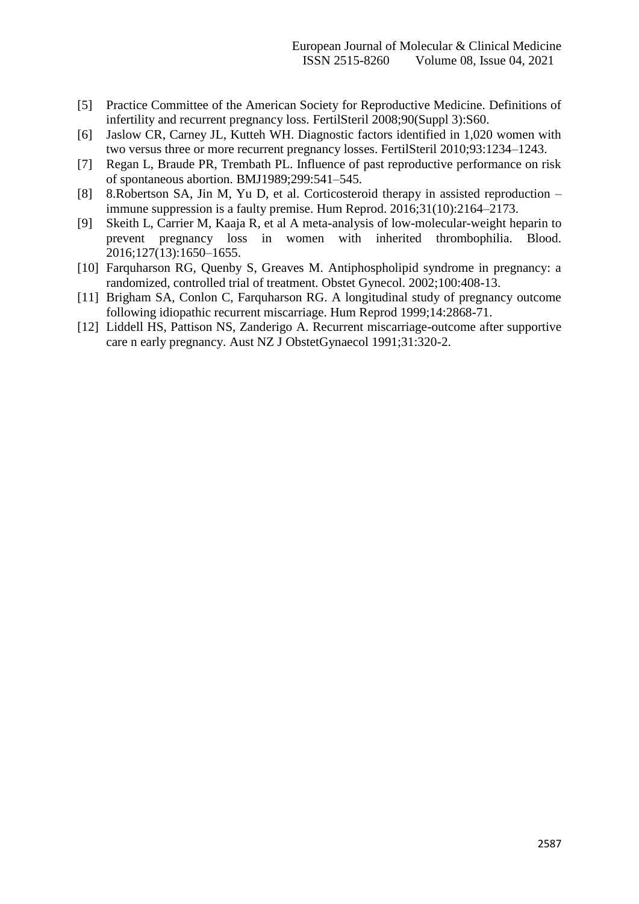- [5] Practice Committee of the American Society for Reproductive Medicine. Definitions of infertility and recurrent pregnancy loss. FertilSteril 2008;90(Suppl 3):S60.
- [6] Jaslow CR, Carney JL, Kutteh WH. Diagnostic factors identified in 1,020 women with two versus three or more recurrent pregnancy losses. FertilSteril 2010;93:1234–1243.
- [7] Regan L, Braude PR, Trembath PL. Influence of past reproductive performance on risk of spontaneous abortion. BMJ1989;299:541–545.
- [8] 8.Robertson SA, Jin M, Yu D, et al. Corticosteroid therapy in assisted reproduction – immune suppression is a faulty premise. Hum Reprod. 2016;31(10):2164–2173.
- [9] Skeith L, Carrier M, Kaaja R, et al A meta-analysis of low-molecular-weight heparin to prevent pregnancy loss in women with inherited thrombophilia. Blood. 2016;127(13):1650–1655.
- [10] Farquharson RG, Quenby S, Greaves M. Antiphospholipid syndrome in pregnancy: a randomized, controlled trial of treatment. Obstet Gynecol. 2002;100:408-13.
- [11] Brigham SA, Conlon C, Farquharson RG. A longitudinal study of pregnancy outcome following idiopathic recurrent miscarriage. Hum Reprod 1999;14:2868-71.
- [12] Liddell HS, Pattison NS, Zanderigo A. Recurrent miscarriage-outcome after supportive care n early pregnancy. Aust NZ J ObstetGynaecol 1991;31:320-2.